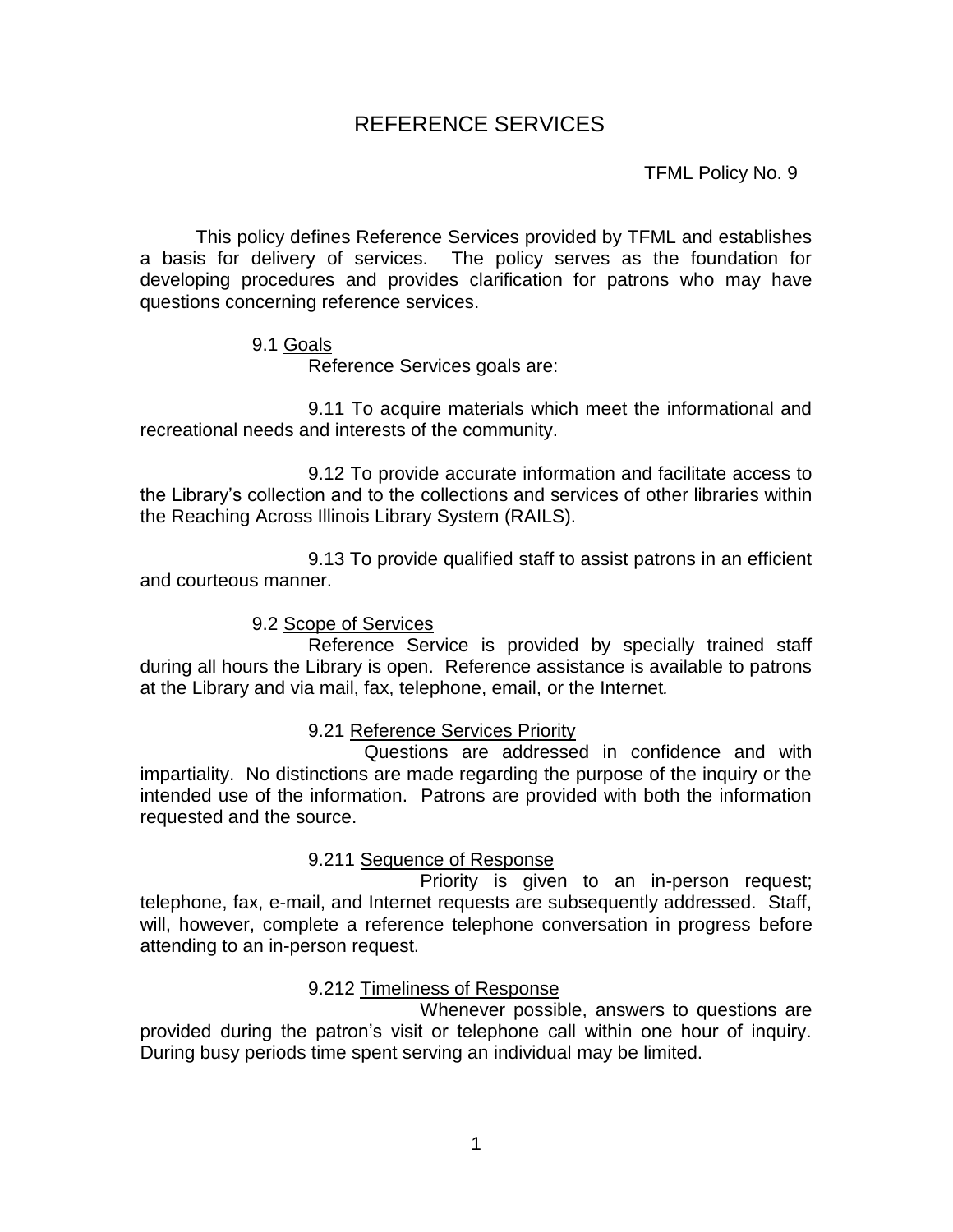# REFERENCE SERVICES

TFML Policy No. 9

This policy defines Reference Services provided by TFML and establishes a basis for delivery of services. The policy serves as the foundation for developing procedures and provides clarification for patrons who may have questions concerning reference services.

## 9.1 Goals

Reference Services goals are:

9.11 To acquire materials which meet the informational and recreational needs and interests of the community.

9.12 To provide accurate information and facilitate access to the Library's collection and to the collections and services of other libraries within the Reaching Across Illinois Library System (RAILS).

9.13 To provide qualified staff to assist patrons in an efficient and courteous manner.

## 9.2 Scope of Services

Reference Service is provided by specially trained staff during all hours the Library is open. Reference assistance is available to patrons at the Library and via mail, fax, telephone, email, or the Internet.

### 9.21 Reference Services Priority

Questions are addressed in confidence and with impartiality. No distinctions are made regarding the purpose of the inquiry or the intended use of the information. Patrons are provided with both the information requested and the source.

#### 9.211 Sequence of Response

Priority is given to an in-person request; telephone, fax, e-mail, and Internet requests are subsequently addressed. Staff, will, however, complete a reference telephone conversation in progress before attending to an in-person request.

#### 9.212 Timeliness of Response

Whenever possible, answers to questions are provided during the patron's visit or telephone call within one hour of inquiry. During busy periods time spent serving an individual may be limited.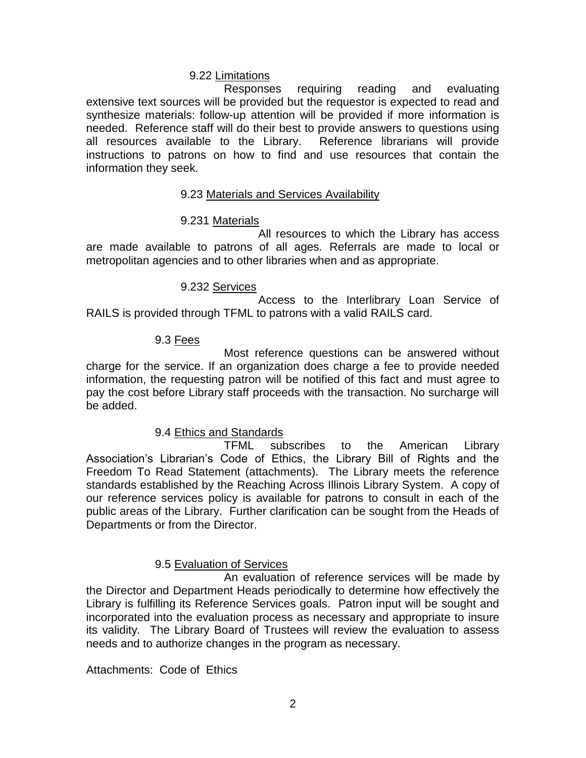### 9.22 Limitations

Responses requiring reading and evaluating extensive text sources will be provided but the requestor is expected to read and synthesize materials: follow-up attention will be provided if more information is needed. Reference staff will do their best to provide answers to questions using all resources available to the Library. Reference librarians will provide instructions to patrons on how to find and use resources that contain the information they seek.

### 9.23 Materials and Services Availability

#### 9.231 Materials

All resources to which the Library has access are made available to patrons of all ages. Referrals are made to local or metropolitan agencies and to other libraries when and as appropriate.

#### 9.232 Services

Access to the Interlibrary Loan Service of RAILS is provided through TFML to patrons with a valid RAILS card.

## 9.3 Fees

Most reference questions can be answered without charge for the service. If an organization does charge a fee to provide needed information, the requesting patron will be notified of this fact and must agree to pay the cost before Library staff proceeds with the transaction. No surcharge will be added.

## 9.4 Ethics and Standards

TFML subscribes to the American Library Association's Librarian's Code of Ethics, the Library Bill of Rights and the Freedom To Read Statement (attachments). The Library meets the reference standards established by the Reaching Across Illinois Library System. A copy of our reference services policy is available for patrons to consult in each of the public areas of the Library. Further clarification can be sought from the Heads of Departments or from the Director.

## 9.5 Evaluation of Services

An evaluation of reference services will be made by the Director and Department Heads periodically to determine how effectively the Library is fulfilling its Reference Services goals. Patron input will be sought and incorporated into the evaluation process as necessary and appropriate to insure its validity. The Library Board of Trustees will review the evaluation to assess needs and to authorize changes in the program as necessary.

Attachments: Code of Ethics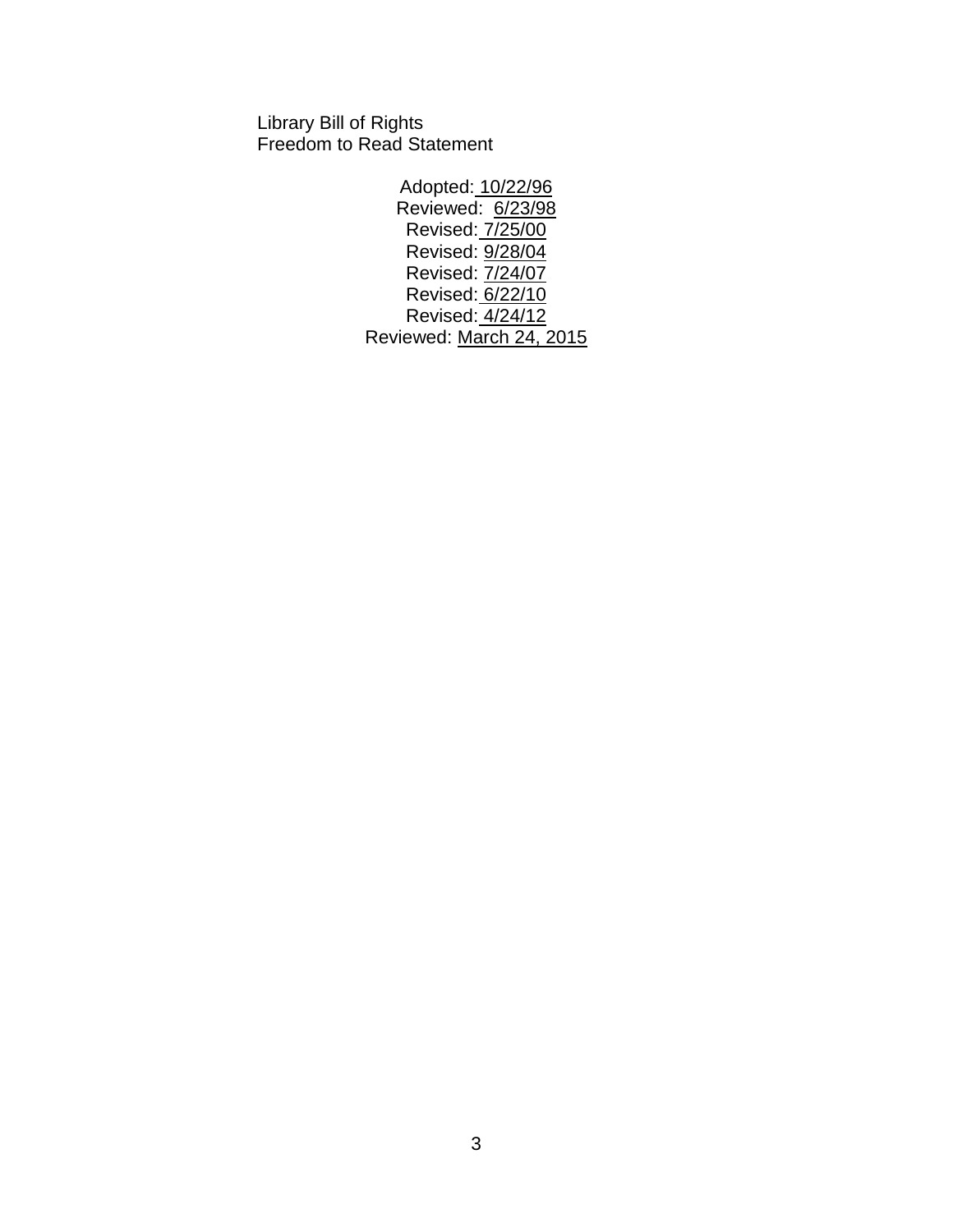Library Bill of Rights
Freedom to Read Statement

Adopted: 10/22/96
Reviewed: 6/23/98
Revised: 7/25/00
Revised: 9/28/04
Revised: 7/24/07
Revised: 6/22/10
Revised: 4/24/12
Reviewed: March 24, 2015